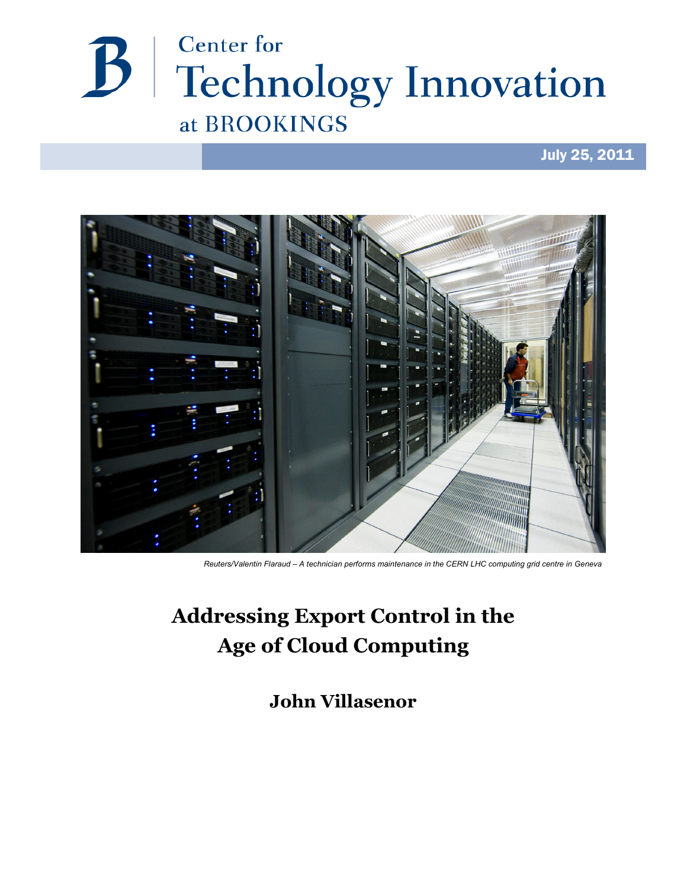Center for
Technology Innovation
at BROOKINGS

July 25, 2011

Reuters/Valentin Flaraud – A technician performs maintenance in the CERN LHC computing grid centre in Geneva

# Addressing Export Control in the Age of Cloud Computing

**John Villasenor**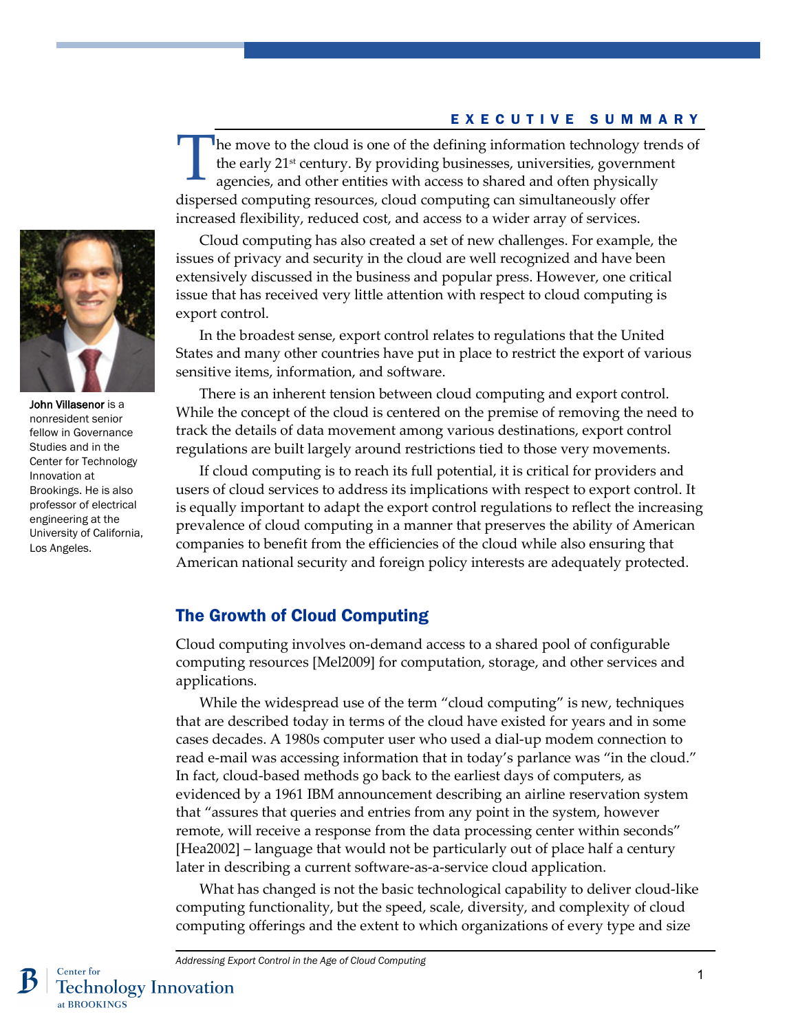## EXECUTIVE SUMMARY

The move to the cloud is one of the defining information technology trends of the early 21st century. By providing businesses, universities, government agencies, and other entities with access to shared and often physically dispersed computing resources, cloud computing can simultaneously offer increased flexibility, reduced cost, and access to a wider array of services.

Cloud computing has also created a set of new challenges. For example, the issues of privacy and security in the cloud are well recognized and have been extensively discussed in the business and popular press. However, one critical issue that has received very little attention with respect to cloud computing is export control.

In the broadest sense, export control relates to regulations that the United States and many other countries have put in place to restrict the export of various sensitive items, information, and software.

There is an inherent tension between cloud computing and export control. While the concept of the cloud is centered on the premise of removing the need to track the details of data movement among various destinations, export control regulations are built largely around restrictions tied to those very movements.

If cloud computing is to reach its full potential, it is critical for providers and users of cloud services to address its implications with respect to export control. It is equally important to adapt the export control regulations to reflect the increasing prevalence of cloud computing in a manner that preserves the ability of American companies to benefit from the efficiencies of the cloud while also ensuring that American national security and foreign policy interests are adequately protected.

**John Villasenor** is a nonresident senior fellow in Governance Studies and in the Center for Technology Innovation at Brookings. He is also professor of electrical engineering at the University of California, Los Angeles.

## The Growth of Cloud Computing

Cloud computing involves on-demand access to a shared pool of configurable computing resources [Mel2009] for computation, storage, and other services and applications.

While the widespread use of the term "cloud computing" is new, techniques that are described today in terms of the cloud have existed for years and in some cases decades. A 1980s computer user who used a dial-up modem connection to read e-mail was accessing information that in today's parlance was "in the cloud." In fact, cloud-based methods go back to the earliest days of computers, as evidenced by a 1961 IBM announcement describing an airline reservation system that "assures that queries and entries from any point in the system, however remote, will receive a response from the data processing center within seconds" [Hea2002] – language that would not be particularly out of place half a century later in describing a current software-as-a-service cloud application.

What has changed is not the basic technological capability to deliver cloud-like computing functionality, but the speed, scale, diversity, and complexity of cloud computing offerings and the extent to which organizations of every type and size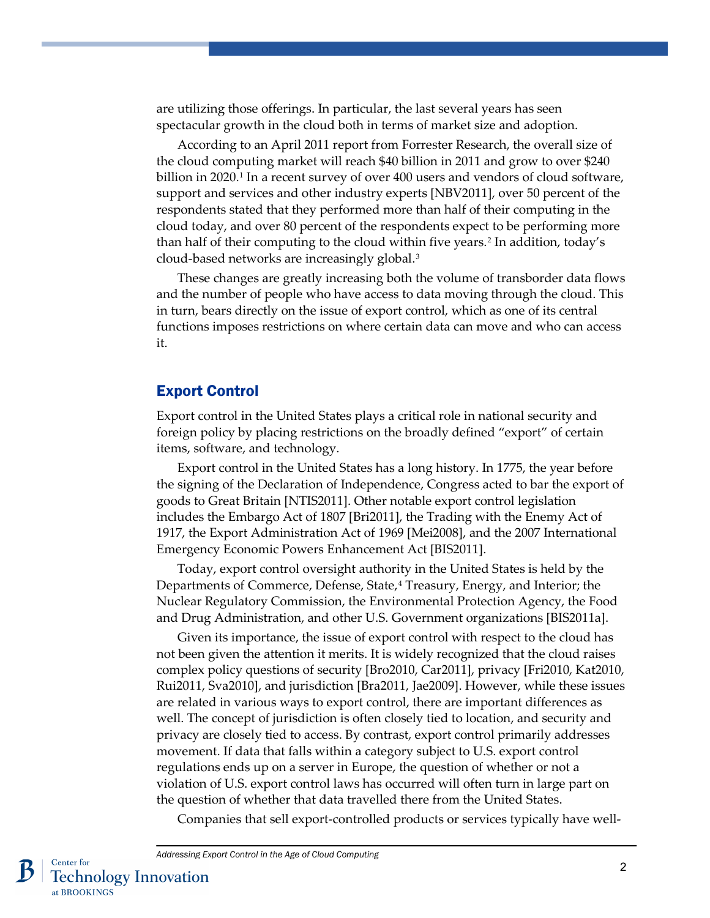are utilizing those offerings. In particular, the last several years has seen spectacular growth in the cloud both in terms of market size and adoption.

According to an April 2011 report from Forrester Research, the overall size of the cloud computing market will reach $40 billion in 2011 and grow to over $240 billion in 2020.[1] In a recent survey of over 400 users and vendors of cloud software, support and services and other industry experts [NBV2011], over 50 percent of the respondents stated that they performed more than half of their computing in the cloud today, and over 80 percent of the respondents expect to be performing more than half of their computing to the cloud within five years.[2] In addition, today's cloud-based networks are increasingly global.[3]

These changes are greatly increasing both the volume of transborder data flows and the number of people who have access to data moving through the cloud. This in turn, bears directly on the issue of export control, which as one of its central functions imposes restrictions on where certain data can move and who can access it.

## Export Control

Export control in the United States plays a critical role in national security and foreign policy by placing restrictions on the broadly defined "export" of certain items, software, and technology.

Export control in the United States has a long history. In 1775, the year before the signing of the Declaration of Independence, Congress acted to bar the export of goods to Great Britain [NTIS2011]. Other notable export control legislation includes the Embargo Act of 1807 [Bri2011], the Trading with the Enemy Act of 1917, the Export Administration Act of 1969 [Mei2008], and the 2007 International Emergency Economic Powers Enhancement Act [BIS2011].

Today, export control oversight authority in the United States is held by the Departments of Commerce, Defense, State,[4] Treasury, Energy, and Interior; the Nuclear Regulatory Commission, the Environmental Protection Agency, the Food and Drug Administration, and other U.S. Government organizations [BIS2011a].

Given its importance, the issue of export control with respect to the cloud has not been given the attention it merits. It is widely recognized that the cloud raises complex policy questions of security [Bro2010, Car2011], privacy [Fri2010, Kat2010, Rui2011, Sva2010], and jurisdiction [Bra2011, Jae2009]. However, while these issues are related in various ways to export control, there are important differences as well. The concept of jurisdiction is often closely tied to location, and security and privacy are closely tied to access. By contrast, export control primarily addresses movement. If data that falls within a category subject to U.S. export control regulations ends up on a server in Europe, the question of whether or not a violation of U.S. export control laws has occurred will often turn in large part on the question of whether that data travelled there from the United States.

Companies that sell export-controlled products or services typically have well-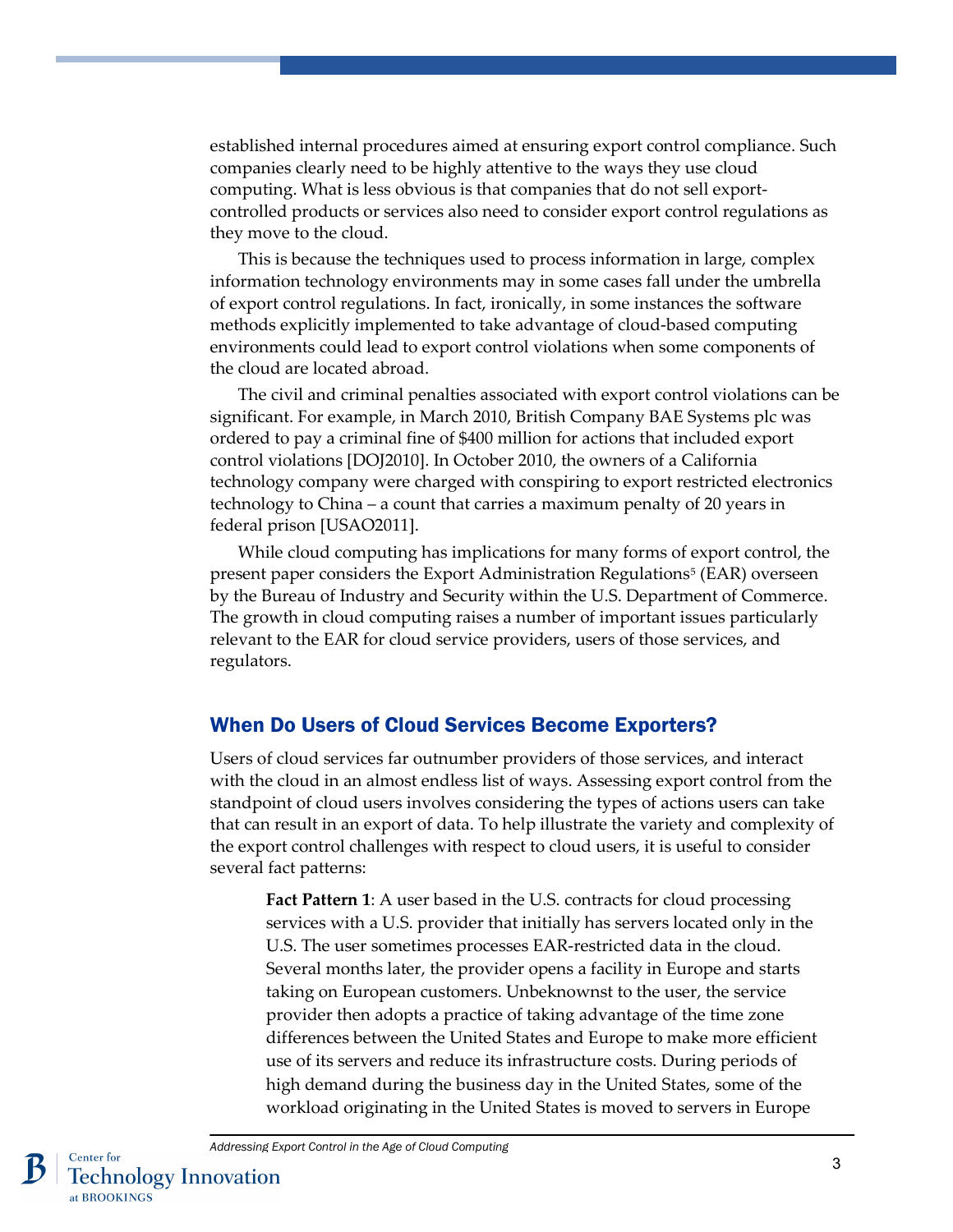established internal procedures aimed at ensuring export control compliance. Such companies clearly need to be highly attentive to the ways they use cloud computing. What is less obvious is that companies that do not sell export-controlled products or services also need to consider export control regulations as they move to the cloud.

This is because the techniques used to process information in large, complex information technology environments may in some cases fall under the umbrella of export control regulations. In fact, ironically, in some instances the software methods explicitly implemented to take advantage of cloud-based computing environments could lead to export control violations when some components of the cloud are located abroad.

The civil and criminal penalties associated with export control violations can be significant. For example, in March 2010, British Company BAE Systems plc was ordered to pay a criminal fine of $400 million for actions that included export control violations [DOJ2010]. In October 2010, the owners of a California technology company were charged with conspiring to export restricted electronics technology to China – a count that carries a maximum penalty of 20 years in federal prison [USAO2011].

While cloud computing has implications for many forms of export control, the present paper considers the Export Administration Regulations[5] (EAR) overseen by the Bureau of Industry and Security within the U.S. Department of Commerce. The growth in cloud computing raises a number of important issues particularly relevant to the EAR for cloud service providers, users of those services, and regulators.

## When Do Users of Cloud Services Become Exporters?

Users of cloud services far outnumber providers of those services, and interact with the cloud in an almost endless list of ways. Assessing export control from the standpoint of cloud users involves considering the types of actions users can take that can result in an export of data. To help illustrate the variety and complexity of the export control challenges with respect to cloud users, it is useful to consider several fact patterns:

> **Fact Pattern 1**: A user based in the U.S. contracts for cloud processing services with a U.S. provider that initially has servers located only in the U.S. The user sometimes processes EAR-restricted data in the cloud. Several months later, the provider opens a facility in Europe and starts taking on European customers. Unbeknownst to the user, the service provider then adopts a practice of taking advantage of the time zone differences between the United States and Europe to make more efficient use of its servers and reduce its infrastructure costs. During periods of high demand during the business day in the United States, some of the workload originating in the United States is moved to servers in Europe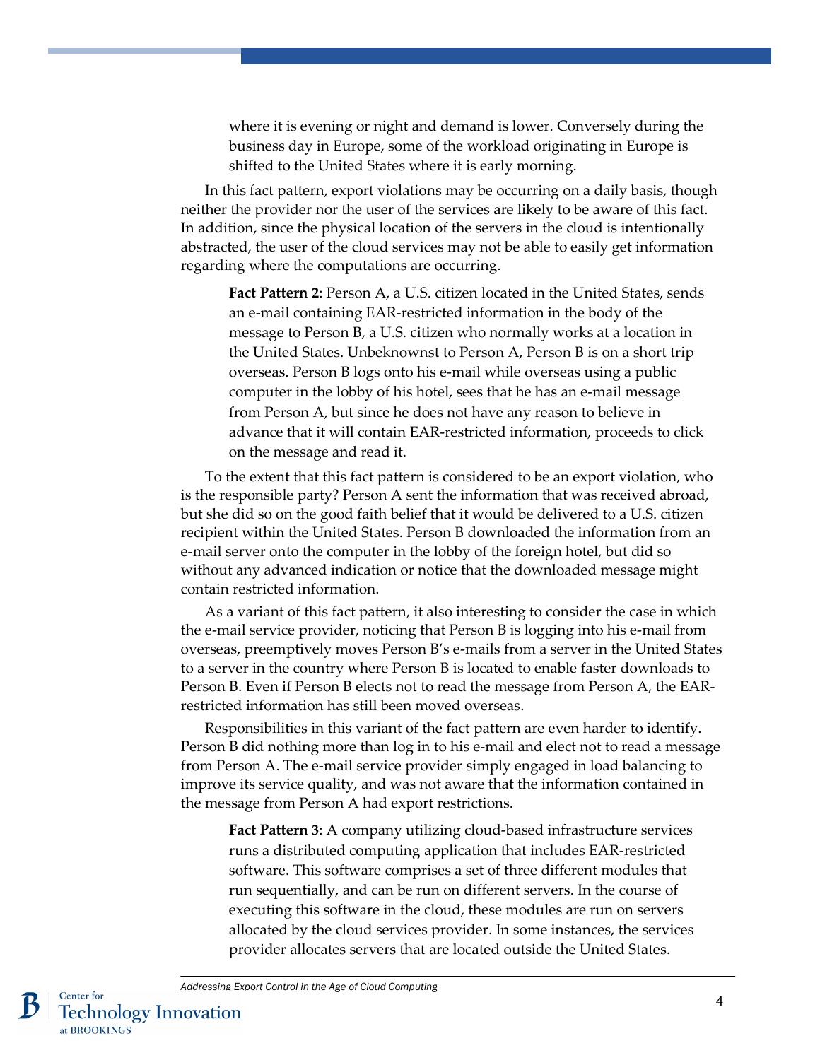> where it is evening or night and demand is lower. Conversely during the business day in Europe, some of the workload originating in Europe is shifted to the United States where it is early morning.

In this fact pattern, export violations may be occurring on a daily basis, though neither the provider nor the user of the services are likely to be aware of this fact. In addition, since the physical location of the servers in the cloud is intentionally abstracted, the user of the cloud services may not be able to easily get information regarding where the computations are occurring.

> **Fact Pattern 2**: Person A, a U.S. citizen located in the United States, sends an e-mail containing EAR-restricted information in the body of the message to Person B, a U.S. citizen who normally works at a location in the United States. Unbeknownst to Person A, Person B is on a short trip overseas. Person B logs onto his e-mail while overseas using a public computer in the lobby of his hotel, sees that he has an e-mail message from Person A, but since he does not have any reason to believe in advance that it will contain EAR-restricted information, proceeds to click on the message and read it.

To the extent that this fact pattern is considered to be an export violation, who is the responsible party? Person A sent the information that was received abroad, but she did so on the good faith belief that it would be delivered to a U.S. citizen recipient within the United States. Person B downloaded the information from an e-mail server onto the computer in the lobby of the foreign hotel, but did so without any advanced indication or notice that the downloaded message might contain restricted information.

As a variant of this fact pattern, it also interesting to consider the case in which the e-mail service provider, noticing that Person B is logging into his e-mail from overseas, preemptively moves Person B's e-mails from a server in the United States to a server in the country where Person B is located to enable faster downloads to Person B. Even if Person B elects not to read the message from Person A, the EAR-restricted information has still been moved overseas.

Responsibilities in this variant of the fact pattern are even harder to identify. Person B did nothing more than log in to his e-mail and elect not to read a message from Person A. The e-mail service provider simply engaged in load balancing to improve its service quality, and was not aware that the information contained in the message from Person A had export restrictions.

> **Fact Pattern 3**: A company utilizing cloud-based infrastructure services runs a distributed computing application that includes EAR-restricted software. This software comprises a set of three different modules that run sequentially, and can be run on different servers. In the course of executing this software in the cloud, these modules are run on servers allocated by the cloud services provider. In some instances, the services provider allocates servers that are located outside the United States.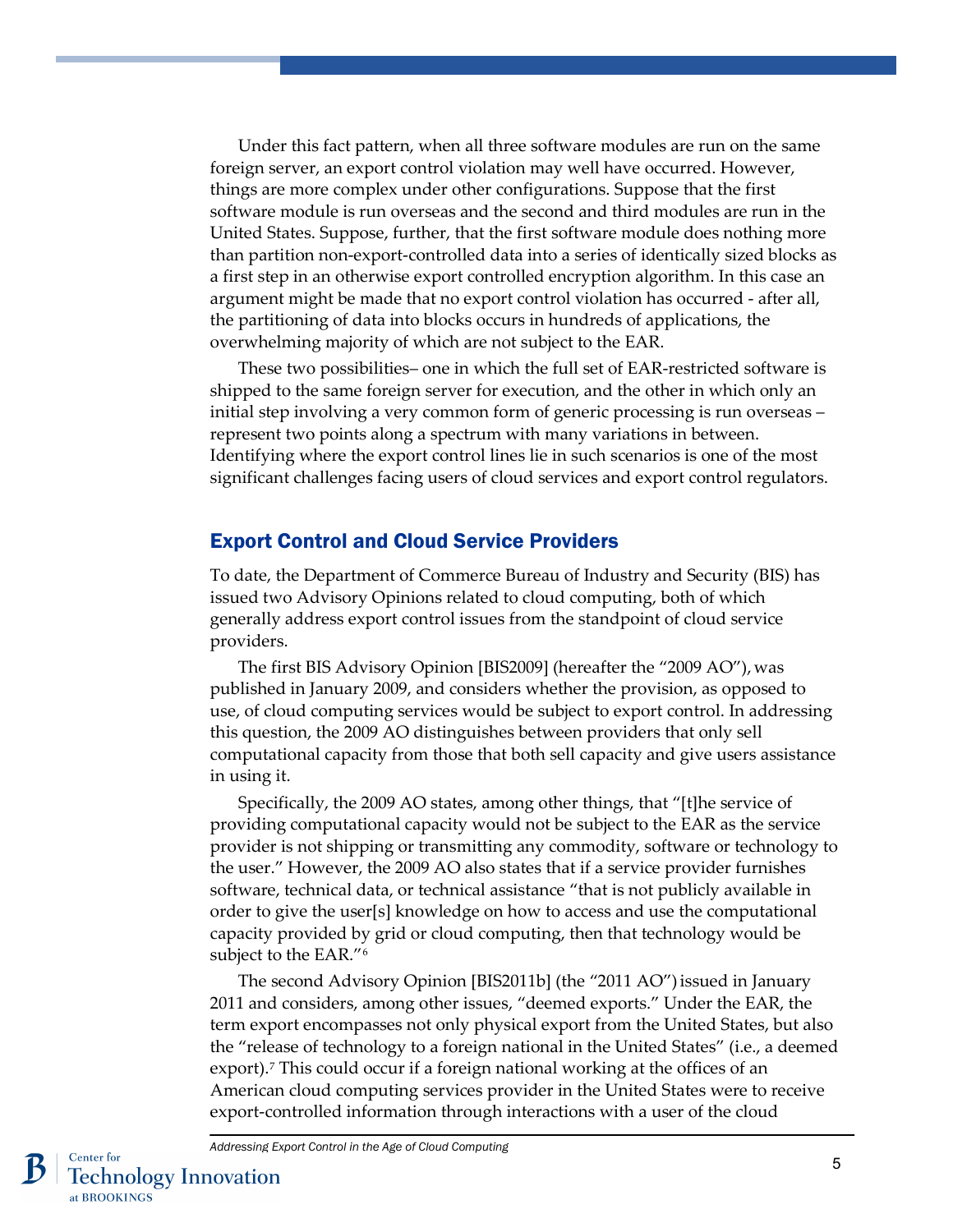Under this fact pattern, when all three software modules are run on the same foreign server, an export control violation may well have occurred. However, things are more complex under other configurations. Suppose that the first software module is run overseas and the second and third modules are run in the United States. Suppose, further, that the first software module does nothing more than partition non-export-controlled data into a series of identically sized blocks as a first step in an otherwise export controlled encryption algorithm. In this case an argument might be made that no export control violation has occurred - after all, the partitioning of data into blocks occurs in hundreds of applications, the overwhelming majority of which are not subject to the EAR.

These two possibilities– one in which the full set of EAR-restricted software is shipped to the same foreign server for execution, and the other in which only an initial step involving a very common form of generic processing is run overseas – represent two points along a spectrum with many variations in between. Identifying where the export control lines lie in such scenarios is one of the most significant challenges facing users of cloud services and export control regulators.

## Export Control and Cloud Service Providers

To date, the Department of Commerce Bureau of Industry and Security (BIS) has issued two Advisory Opinions related to cloud computing, both of which generally address export control issues from the standpoint of cloud service providers.

The first BIS Advisory Opinion [BIS2009] (hereafter the "2009 AO"), was published in January 2009, and considers whether the provision, as opposed to use, of cloud computing services would be subject to export control. In addressing this question, the 2009 AO distinguishes between providers that only sell computational capacity from those that both sell capacity and give users assistance in using it.

Specifically, the 2009 AO states, among other things, that "[t]he service of providing computational capacity would not be subject to the EAR as the service provider is not shipping or transmitting any commodity, software or technology to the user." However, the 2009 AO also states that if a service provider furnishes software, technical data, or technical assistance "that is not publicly available in order to give the user[s] knowledge on how to access and use the computational capacity provided by grid or cloud computing, then that technology would be subject to the EAR."[6]

The second Advisory Opinion [BIS2011b] (the "2011 AO") issued in January 2011 and considers, among other issues, "deemed exports." Under the EAR, the term export encompasses not only physical export from the United States, but also the "release of technology to a foreign national in the United States" (i.e., a deemed export).[7] This could occur if a foreign national working at the offices of an American cloud computing services provider in the United States were to receive export-controlled information through interactions with a user of the cloud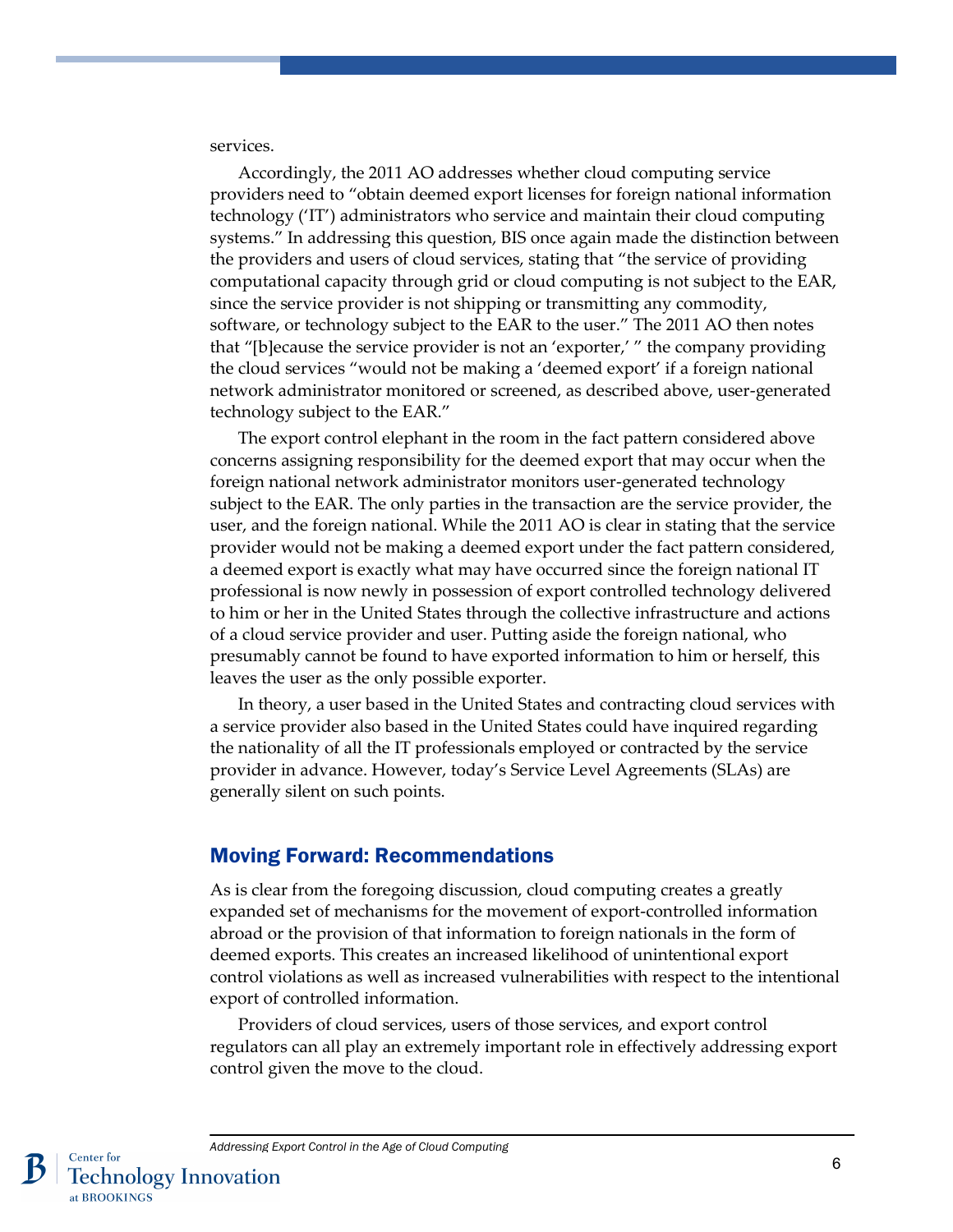services.

Accordingly, the 2011 AO addresses whether cloud computing service providers need to “obtain deemed export licenses for foreign national information technology (‘IT’) administrators who service and maintain their cloud computing systems.” In addressing this question, BIS once again made the distinction between the providers and users of cloud services, stating that “the service of providing computational capacity through grid or cloud computing is not subject to the EAR, since the service provider is not shipping or transmitting any commodity, software, or technology subject to the EAR to the user.” The 2011 AO then notes that “[b]ecause the service provider is not an ‘exporter,’ ” the company providing the cloud services “would not be making a ‘deemed export’ if a foreign national network administrator monitored or screened, as described above, user-generated technology subject to the EAR.”

The export control elephant in the room in the fact pattern considered above concerns assigning responsibility for the deemed export that may occur when the foreign national network administrator monitors user-generated technology subject to the EAR. The only parties in the transaction are the service provider, the user, and the foreign national. While the 2011 AO is clear in stating that the service provider would not be making a deemed export under the fact pattern considered, a deemed export is exactly what may have occurred since the foreign national IT professional is now newly in possession of export controlled technology delivered to him or her in the United States through the collective infrastructure and actions of a cloud service provider and user. Putting aside the foreign national, who presumably cannot be found to have exported information to him or herself, this leaves the user as the only possible exporter.

In theory, a user based in the United States and contracting cloud services with a service provider also based in the United States could have inquired regarding the nationality of all the IT professionals employed or contracted by the service provider in advance. However, today’s Service Level Agreements (SLAs) are generally silent on such points.

## Moving Forward: Recommendations

As is clear from the foregoing discussion, cloud computing creates a greatly expanded set of mechanisms for the movement of export-controlled information abroad or the provision of that information to foreign nationals in the form of deemed exports. This creates an increased likelihood of unintentional export control violations as well as increased vulnerabilities with respect to the intentional export of controlled information.

Providers of cloud services, users of those services, and export control regulators can all play an extremely important role in effectively addressing export control given the move to the cloud.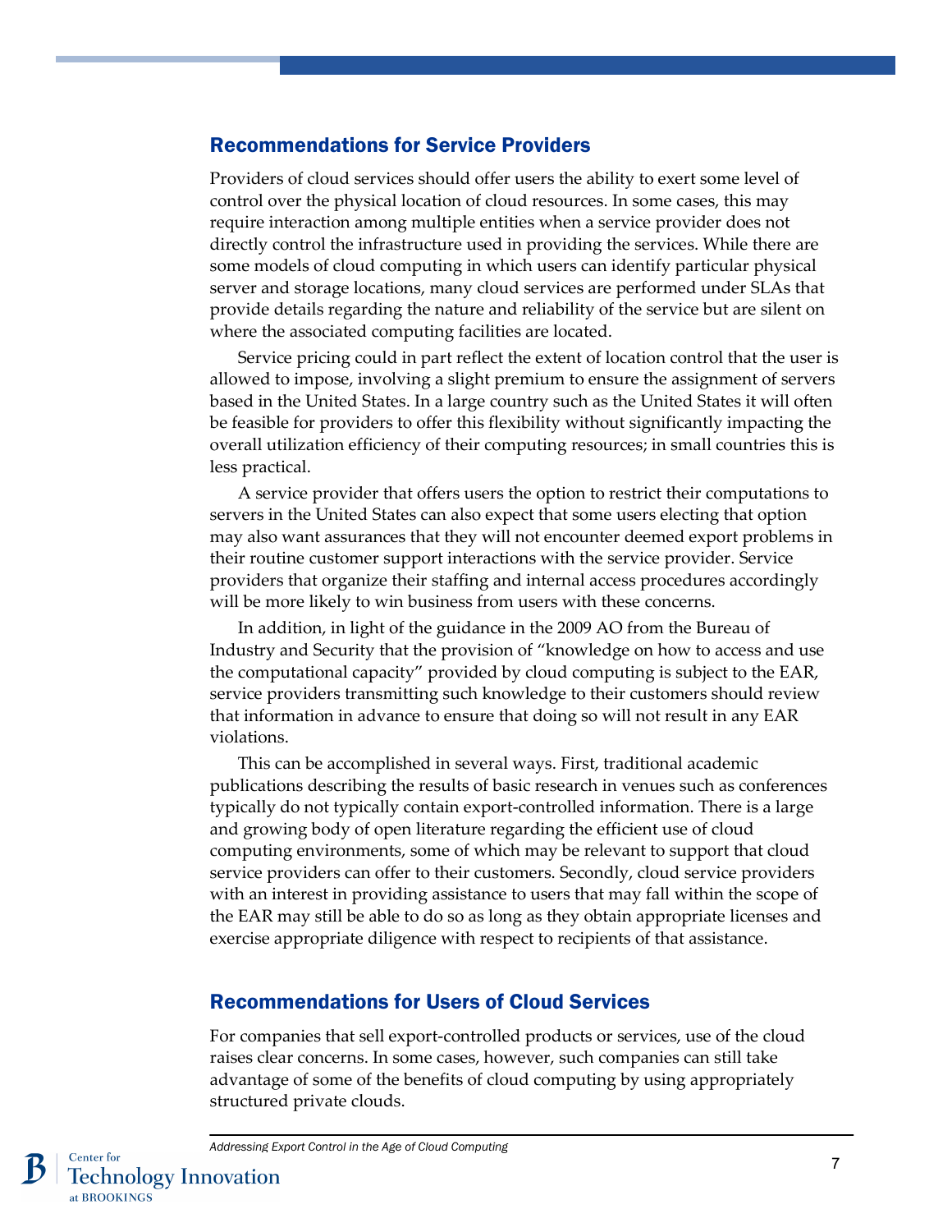## Recommendations for Service Providers

Providers of cloud services should offer users the ability to exert some level of control over the physical location of cloud resources. In some cases, this may require interaction among multiple entities when a service provider does not directly control the infrastructure used in providing the services. While there are some models of cloud computing in which users can identify particular physical server and storage locations, many cloud services are performed under SLAs that provide details regarding the nature and reliability of the service but are silent on where the associated computing facilities are located.

Service pricing could in part reflect the extent of location control that the user is allowed to impose, involving a slight premium to ensure the assignment of servers based in the United States. In a large country such as the United States it will often be feasible for providers to offer this flexibility without significantly impacting the overall utilization efficiency of their computing resources; in small countries this is less practical.

A service provider that offers users the option to restrict their computations to servers in the United States can also expect that some users electing that option may also want assurances that they will not encounter deemed export problems in their routine customer support interactions with the service provider. Service providers that organize their staffing and internal access procedures accordingly will be more likely to win business from users with these concerns.

In addition, in light of the guidance in the 2009 AO from the Bureau of Industry and Security that the provision of "knowledge on how to access and use the computational capacity" provided by cloud computing is subject to the EAR, service providers transmitting such knowledge to their customers should review that information in advance to ensure that doing so will not result in any EAR violations.

This can be accomplished in several ways. First, traditional academic publications describing the results of basic research in venues such as conferences typically do not typically contain export-controlled information. There is a large and growing body of open literature regarding the efficient use of cloud computing environments, some of which may be relevant to support that cloud service providers can offer to their customers. Secondly, cloud service providers with an interest in providing assistance to users that may fall within the scope of the EAR may still be able to do so as long as they obtain appropriate licenses and exercise appropriate diligence with respect to recipients of that assistance.

## Recommendations for Users of Cloud Services

For companies that sell export-controlled products or services, use of the cloud raises clear concerns. In some cases, however, such companies can still take advantage of some of the benefits of cloud computing by using appropriately structured private clouds.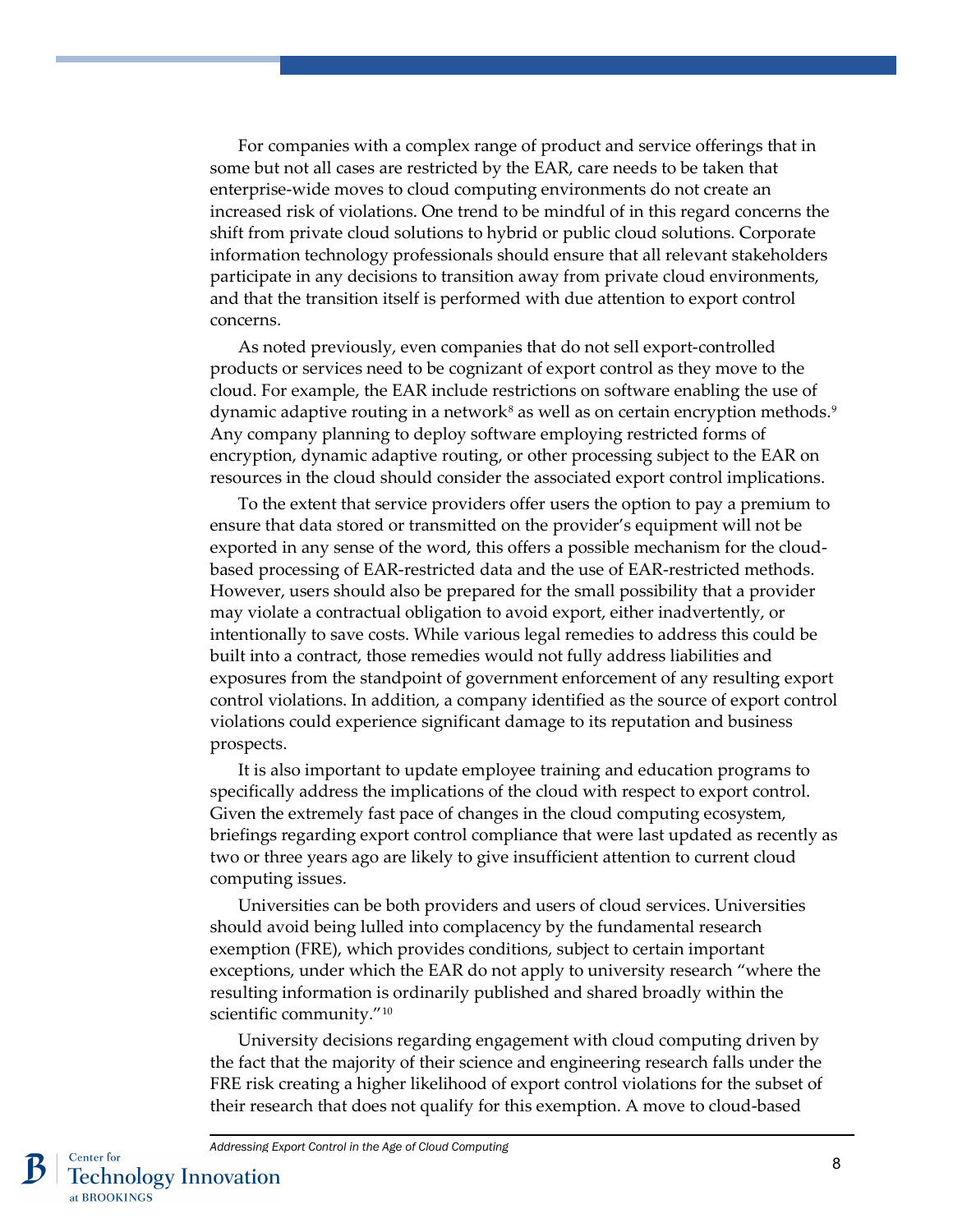For companies with a complex range of product and service offerings that in some but not all cases are restricted by the EAR, care needs to be taken that enterprise-wide moves to cloud computing environments do not create an increased risk of violations. One trend to be mindful of in this regard concerns the shift from private cloud solutions to hybrid or public cloud solutions. Corporate information technology professionals should ensure that all relevant stakeholders participate in any decisions to transition away from private cloud environments, and that the transition itself is performed with due attention to export control concerns.

As noted previously, even companies that do not sell export-controlled products or services need to be cognizant of export control as they move to the cloud. For example, the EAR include restrictions on software enabling the use of dynamic adaptive routing in a network[8] as well as on certain encryption methods.[9] Any company planning to deploy software employing restricted forms of encryption, dynamic adaptive routing, or other processing subject to the EAR on resources in the cloud should consider the associated export control implications.

To the extent that service providers offer users the option to pay a premium to ensure that data stored or transmitted on the provider's equipment will not be exported in any sense of the word, this offers a possible mechanism for the cloud-based processing of EAR-restricted data and the use of EAR-restricted methods. However, users should also be prepared for the small possibility that a provider may violate a contractual obligation to avoid export, either inadvertently, or intentionally to save costs. While various legal remedies to address this could be built into a contract, those remedies would not fully address liabilities and exposures from the standpoint of government enforcement of any resulting export control violations. In addition, a company identified as the source of export control violations could experience significant damage to its reputation and business prospects.

It is also important to update employee training and education programs to specifically address the implications of the cloud with respect to export control. Given the extremely fast pace of changes in the cloud computing ecosystem, briefings regarding export control compliance that were last updated as recently as two or three years ago are likely to give insufficient attention to current cloud computing issues.

Universities can be both providers and users of cloud services. Universities should avoid being lulled into complacency by the fundamental research exemption (FRE), which provides conditions, subject to certain important exceptions, under which the EAR do not apply to university research "where the resulting information is ordinarily published and shared broadly within the scientific community."[10]

University decisions regarding engagement with cloud computing driven by the fact that the majority of their science and engineering research falls under the FRE risk creating a higher likelihood of export control violations for the subset of their research that does not qualify for this exemption. A move to cloud-based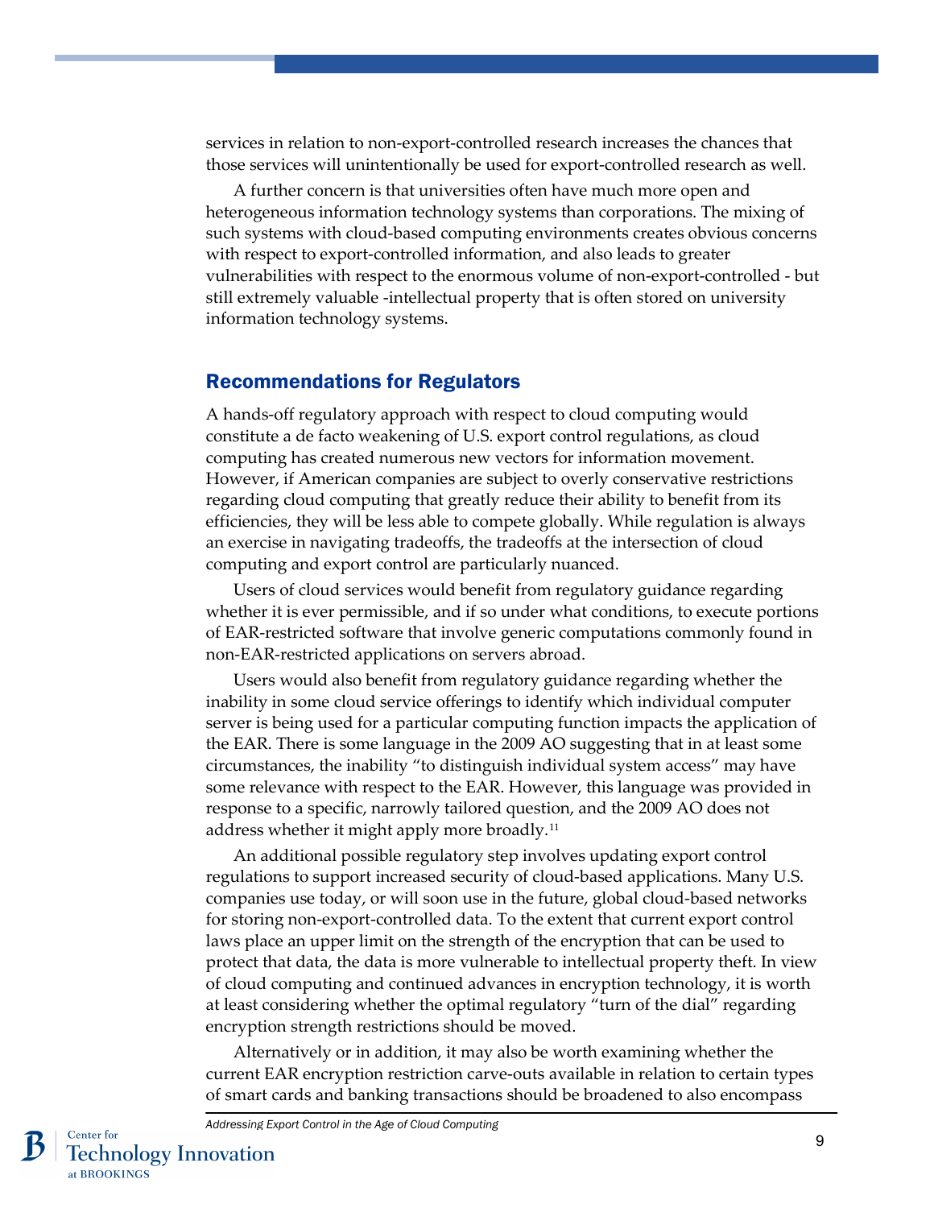services in relation to non-export-controlled research increases the chances that those services will unintentionally be used for export-controlled research as well.

A further concern is that universities often have much more open and heterogeneous information technology systems than corporations. The mixing of such systems with cloud-based computing environments creates obvious concerns with respect to export-controlled information, and also leads to greater vulnerabilities with respect to the enormous volume of non-export-controlled - but still extremely valuable -intellectual property that is often stored on university information technology systems.

## Recommendations for Regulators

A hands-off regulatory approach with respect to cloud computing would constitute a de facto weakening of U.S. export control regulations, as cloud computing has created numerous new vectors for information movement. However, if American companies are subject to overly conservative restrictions regarding cloud computing that greatly reduce their ability to benefit from its efficiencies, they will be less able to compete globally. While regulation is always an exercise in navigating tradeoffs, the tradeoffs at the intersection of cloud computing and export control are particularly nuanced.

Users of cloud services would benefit from regulatory guidance regarding whether it is ever permissible, and if so under what conditions, to execute portions of EAR-restricted software that involve generic computations commonly found in non-EAR-restricted applications on servers abroad.

Users would also benefit from regulatory guidance regarding whether the inability in some cloud service offerings to identify which individual computer server is being used for a particular computing function impacts the application of the EAR. There is some language in the 2009 AO suggesting that in at least some circumstances, the inability "to distinguish individual system access" may have some relevance with respect to the EAR. However, this language was provided in response to a specific, narrowly tailored question, and the 2009 AO does not address whether it might apply more broadly.[11]

An additional possible regulatory step involves updating export control regulations to support increased security of cloud-based applications. Many U.S. companies use today, or will soon use in the future, global cloud-based networks for storing non-export-controlled data. To the extent that current export control laws place an upper limit on the strength of the encryption that can be used to protect that data, the data is more vulnerable to intellectual property theft. In view of cloud computing and continued advances in encryption technology, it is worth at least considering whether the optimal regulatory "turn of the dial" regarding encryption strength restrictions should be moved.

Alternatively or in addition, it may also be worth examining whether the current EAR encryption restriction carve-outs available in relation to certain types of smart cards and banking transactions should be broadened to also encompass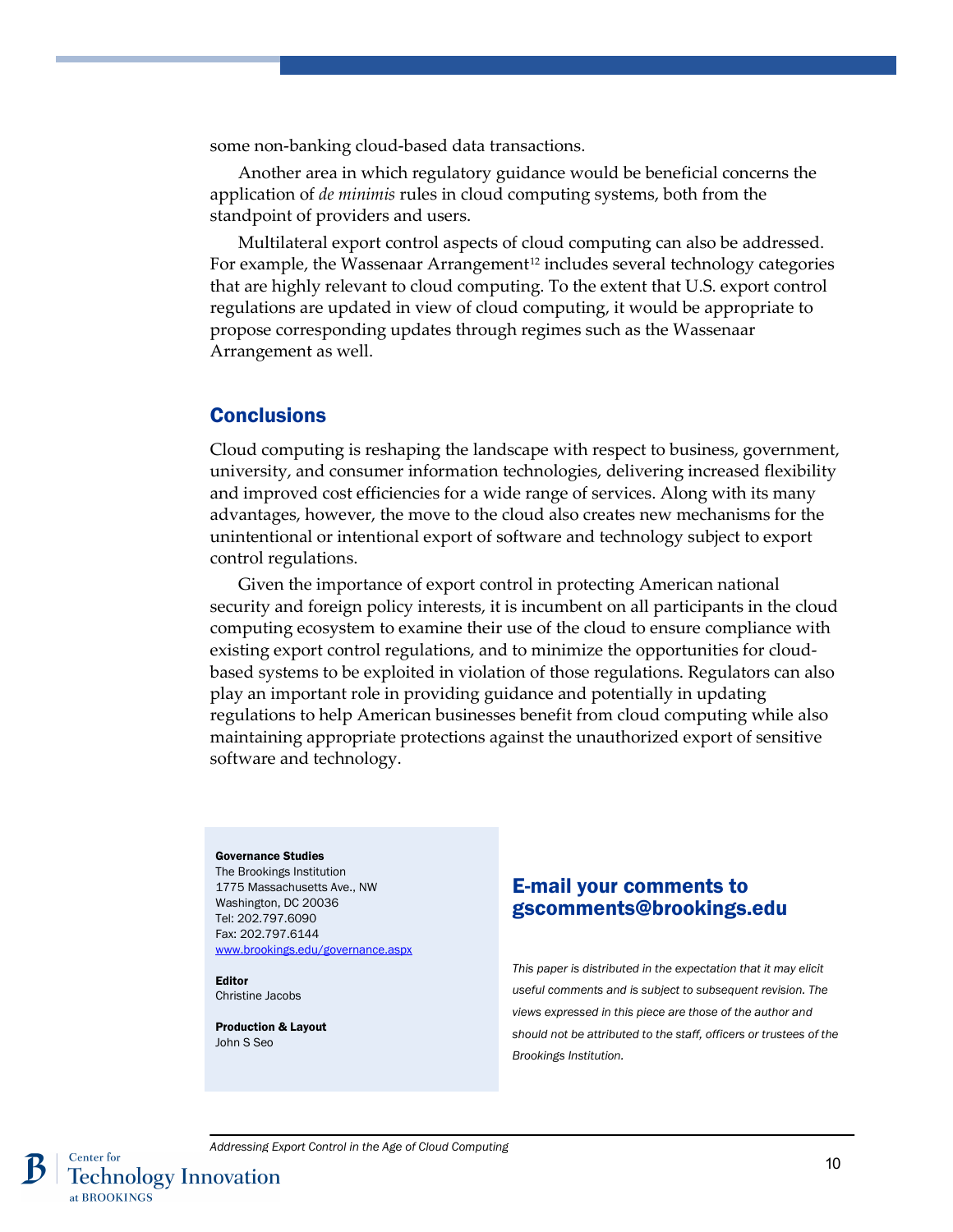some non-banking cloud-based data transactions.

Another area in which regulatory guidance would be beneficial concerns the application of *de minimis* rules in cloud computing systems, both from the standpoint of providers and users.

Multilateral export control aspects of cloud computing can also be addressed. For example, the Wassenaar Arrangement[12] includes several technology categories that are highly relevant to cloud computing. To the extent that U.S. export control regulations are updated in view of cloud computing, it would be appropriate to propose corresponding updates through regimes such as the Wassenaar Arrangement as well.

## Conclusions

Cloud computing is reshaping the landscape with respect to business, government, university, and consumer information technologies, delivering increased flexibility and improved cost efficiencies for a wide range of services. Along with its many advantages, however, the move to the cloud also creates new mechanisms for the unintentional or intentional export of software and technology subject to export control regulations.

Given the importance of export control in protecting American national security and foreign policy interests, it is incumbent on all participants in the cloud computing ecosystem to examine their use of the cloud to ensure compliance with existing export control regulations, and to minimize the opportunities for cloud-based systems to be exploited in violation of those regulations. Regulators can also play an important role in providing guidance and potentially in updating regulations to help American businesses benefit from cloud computing while also maintaining appropriate protections against the unauthorized export of sensitive software and technology.

**Governance Studies**
The Brookings Institution
1775 Massachusetts Ave., NW
Washington, DC 20036
Tel: 202.797.6090
Fax: 202.797.6144
www.brookings.edu/governance.aspx

**Editor**
Christine Jacobs

**Production & Layout**
John S Seo

### E-mail your comments to gscomments@brookings.edu

*This paper is distributed in the expectation that it may elicit useful comments and is subject to subsequent revision. The views expressed in this piece are those of the author and should not be attributed to the staff, officers or trustees of the Brookings Institution.*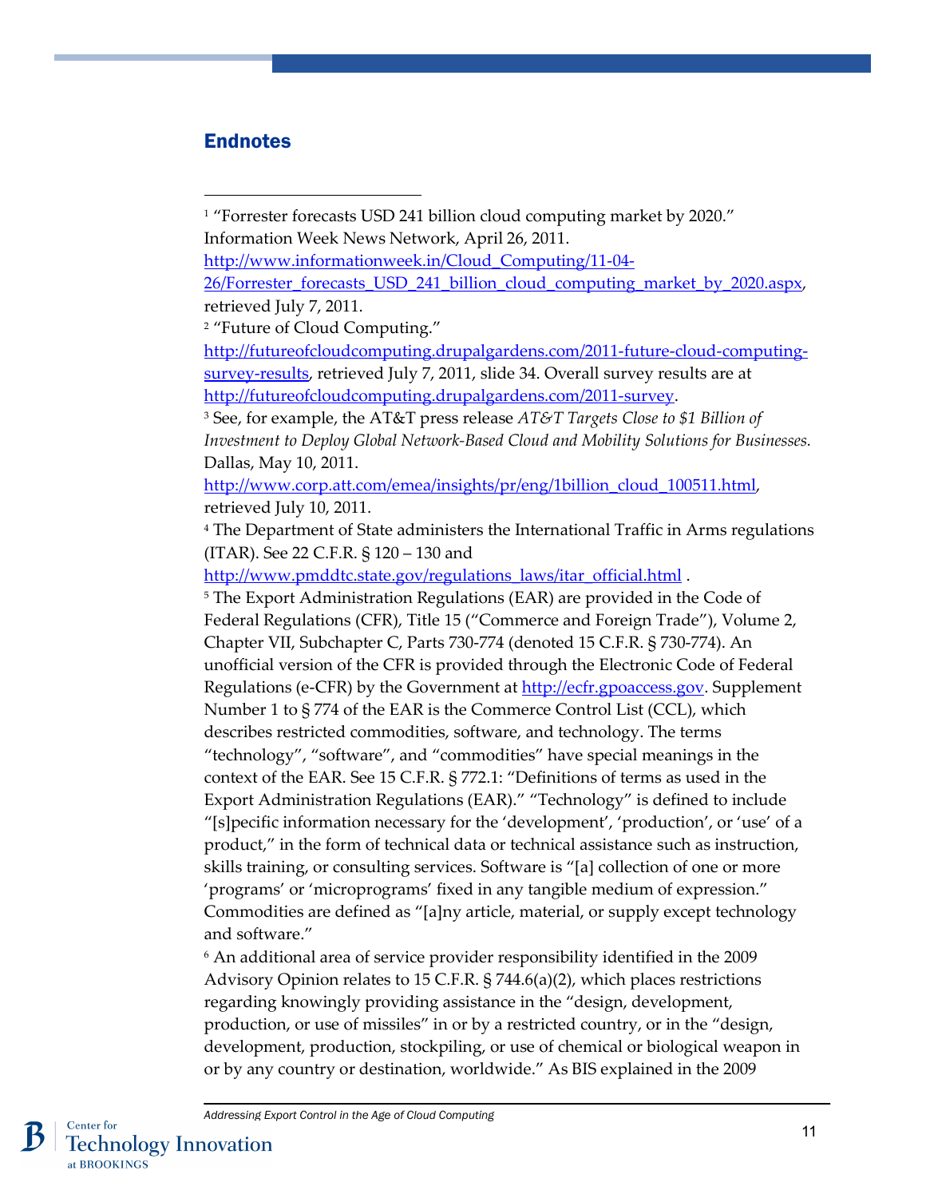## Endnotes

[1] "Forrester forecasts USD 241 billion cloud computing market by 2020." Information Week News Network, April 26, 2011. http://www.informationweek.in/Cloud_Computing/11-04-26/Forrester_forecasts_USD_241_billion_cloud_computing_market_by_2020.aspx, retrieved July 7, 2011.

[2] "Future of Cloud Computing." http://futureofcloudcomputing.drupalgardens.com/2011-future-cloud-computing-survey-results, retrieved July 7, 2011, slide 34. Overall survey results are at http://futureofcloudcomputing.drupalgardens.com/2011-survey.

[3] See, for example, the AT&T press release *AT&T Targets Close to $1 Billion of Investment to Deploy Global Network-Based Cloud and Mobility Solutions for Businesses.* Dallas, May 10, 2011. http://www.corp.att.com/emea/insights/pr/eng/1billion_cloud_100511.html, retrieved July 10, 2011.

[4] The Department of State administers the International Traffic in Arms regulations (ITAR). See 22 C.F.R. § 120 – 130 and http://www.pmddtc.state.gov/regulations_laws/itar_official.html .

[5] The Export Administration Regulations (EAR) are provided in the Code of Federal Regulations (CFR), Title 15 ("Commerce and Foreign Trade"), Volume 2, Chapter VII, Subchapter C, Parts 730-774 (denoted 15 C.F.R. § 730-774). An unofficial version of the CFR is provided through the Electronic Code of Federal Regulations (e-CFR) by the Government at http://ecfr.gpoaccess.gov. Supplement Number 1 to § 774 of the EAR is the Commerce Control List (CCL), which describes restricted commodities, software, and technology. The terms "technology", "software", and "commodities" have special meanings in the context of the EAR. See 15 C.F.R. § 772.1: "Definitions of terms as used in the Export Administration Regulations (EAR)." "Technology" is defined to include "[s]pecific information necessary for the 'development', 'production', or 'use' of a product," in the form of technical data or technical assistance such as instruction, skills training, or consulting services. Software is "[a] collection of one or more 'programs' or 'microprograms' fixed in any tangible medium of expression." Commodities are defined as "[a]ny article, material, or supply except technology and software."

[6] An additional area of service provider responsibility identified in the 2009 Advisory Opinion relates to 15 C.F.R. § 744.6(a)(2), which places restrictions regarding knowingly providing assistance in the "design, development, production, or use of missiles" in or by a restricted country, or in the "design, development, production, stockpiling, or use of chemical or biological weapon in or by any country or destination, worldwide." As BIS explained in the 2009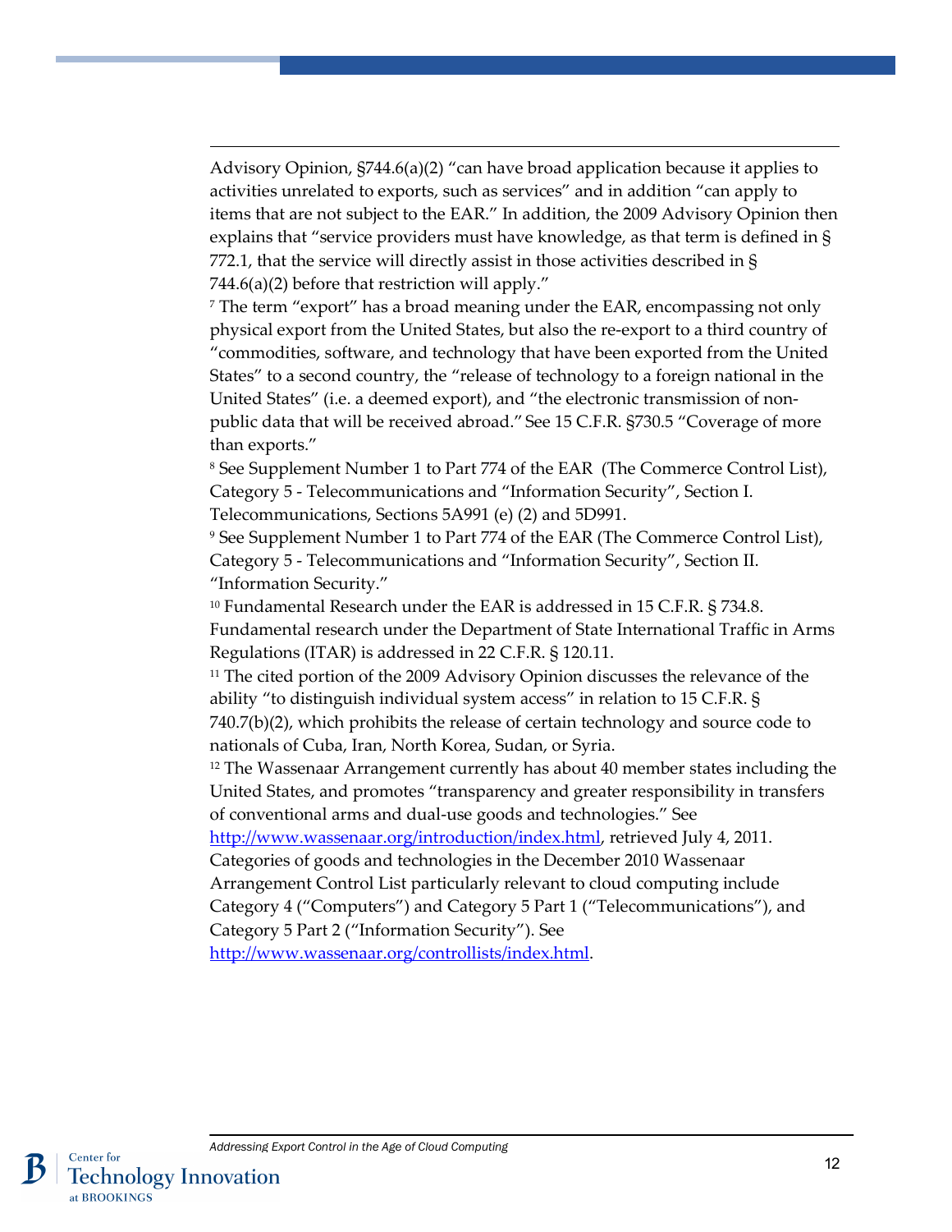Advisory Opinion, §744.6(a)(2) "can have broad application because it applies to activities unrelated to exports, such as services" and in addition "can apply to items that are not subject to the EAR." In addition, the 2009 Advisory Opinion then explains that "service providers must have knowledge, as that term is defined in § 772.1, that the service will directly assist in those activities described in § 744.6(a)(2) before that restriction will apply."

[7] The term "export" has a broad meaning under the EAR, encompassing not only physical export from the United States, but also the re-export to a third country of "commodities, software, and technology that have been exported from the United States" to a second country, the "release of technology to a foreign national in the United States" (i.e. a deemed export), and "the electronic transmission of non-public data that will be received abroad." See 15 C.F.R. §730.5 "Coverage of more than exports."

[8] See Supplement Number 1 to Part 774 of the EAR (The Commerce Control List), Category 5 - Telecommunications and "Information Security", Section I. Telecommunications, Sections 5A991 (e) (2) and 5D991.

[9] See Supplement Number 1 to Part 774 of the EAR (The Commerce Control List), Category 5 - Telecommunications and "Information Security", Section II. "Information Security."

[10] Fundamental Research under the EAR is addressed in 15 C.F.R. § 734.8. Fundamental research under the Department of State International Traffic in Arms Regulations (ITAR) is addressed in 22 C.F.R. § 120.11.

[11] The cited portion of the 2009 Advisory Opinion discusses the relevance of the ability "to distinguish individual system access" in relation to 15 C.F.R. § 740.7(b)(2), which prohibits the release of certain technology and source code to nationals of Cuba, Iran, North Korea, Sudan, or Syria.

[12] The Wassenaar Arrangement currently has about 40 member states including the United States, and promotes "transparency and greater responsibility in transfers of conventional arms and dual-use goods and technologies." See http://www.wassenaar.org/introduction/index.html, retrieved July 4, 2011. Categories of goods and technologies in the December 2010 Wassenaar Arrangement Control List particularly relevant to cloud computing include Category 4 ("Computers") and Category 5 Part 1 ("Telecommunications"), and Category 5 Part 2 ("Information Security"). See http://www.wassenaar.org/controllists/index.html.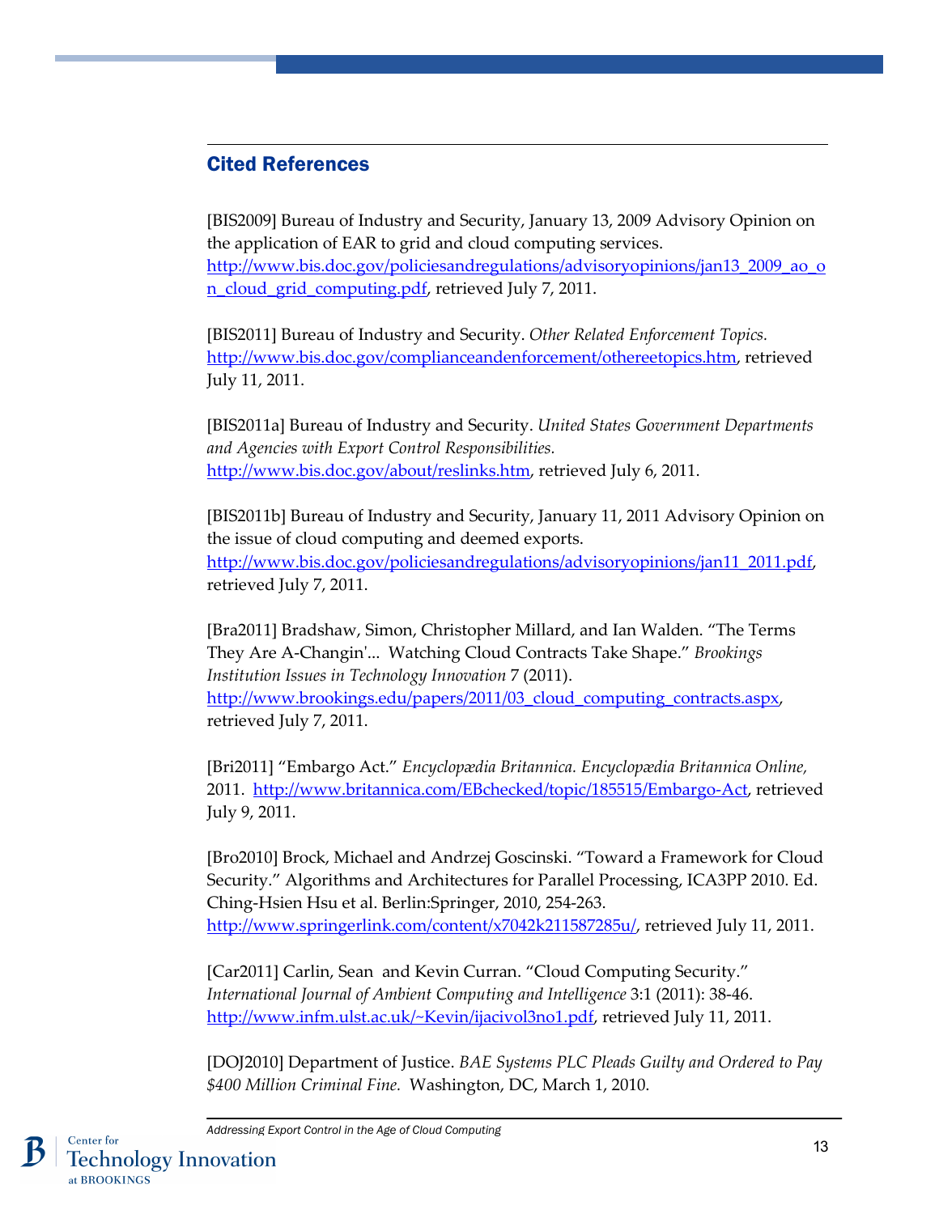## Cited References

[BIS2009] Bureau of Industry and Security, January 13, 2009 Advisory Opinion on the application of EAR to grid and cloud computing services. http://www.bis.doc.gov/policiesandregulations/advisoryopinions/jan13_2009_ao_on_cloud_grid_computing.pdf, retrieved July 7, 2011.

[BIS2011] Bureau of Industry and Security. *Other Related Enforcement Topics.* http://www.bis.doc.gov/complianceandenforcement/othereetopics.htm, retrieved July 11, 2011.

[BIS2011a] Bureau of Industry and Security. *United States Government Departments and Agencies with Export Control Responsibilities.* http://www.bis.doc.gov/about/reslinks.htm, retrieved July 6, 2011.

[BIS2011b] Bureau of Industry and Security, January 11, 2011 Advisory Opinion on the issue of cloud computing and deemed exports. http://www.bis.doc.gov/policiesandregulations/advisoryopinions/jan11_2011.pdf, retrieved July 7, 2011.

[Bra2011] Bradshaw, Simon, Christopher Millard, and Ian Walden. "The Terms They Are A-Changin'... Watching Cloud Contracts Take Shape." *Brookings Institution Issues in Technology Innovation* 7 (2011). http://www.brookings.edu/papers/2011/03_cloud_computing_contracts.aspx, retrieved July 7, 2011.

[Bri2011] "Embargo Act." *Encyclopædia Britannica. Encyclopædia Britannica Online,* 2011. http://www.britannica.com/EBchecked/topic/185515/Embargo-Act, retrieved July 9, 2011.

[Bro2010] Brock, Michael and Andrzej Goscinski. "Toward a Framework for Cloud Security." Algorithms and Architectures for Parallel Processing, ICA3PP 2010. Ed. Ching-Hsien Hsu et al. Berlin:Springer, 2010, 254-263. http://www.springerlink.com/content/x7042k211587285u/, retrieved July 11, 2011.

[Car2011] Carlin, Sean and Kevin Curran. "Cloud Computing Security." *International Journal of Ambient Computing and Intelligence* 3:1 (2011): 38-46. http://www.infm.ulst.ac.uk/~Kevin/ijacivol3no1.pdf, retrieved July 11, 2011.

[DOJ2010] Department of Justice. *BAE Systems PLC Pleads Guilty and Ordered to Pay $400 Million Criminal Fine.* Washington, DC, March 1, 2010.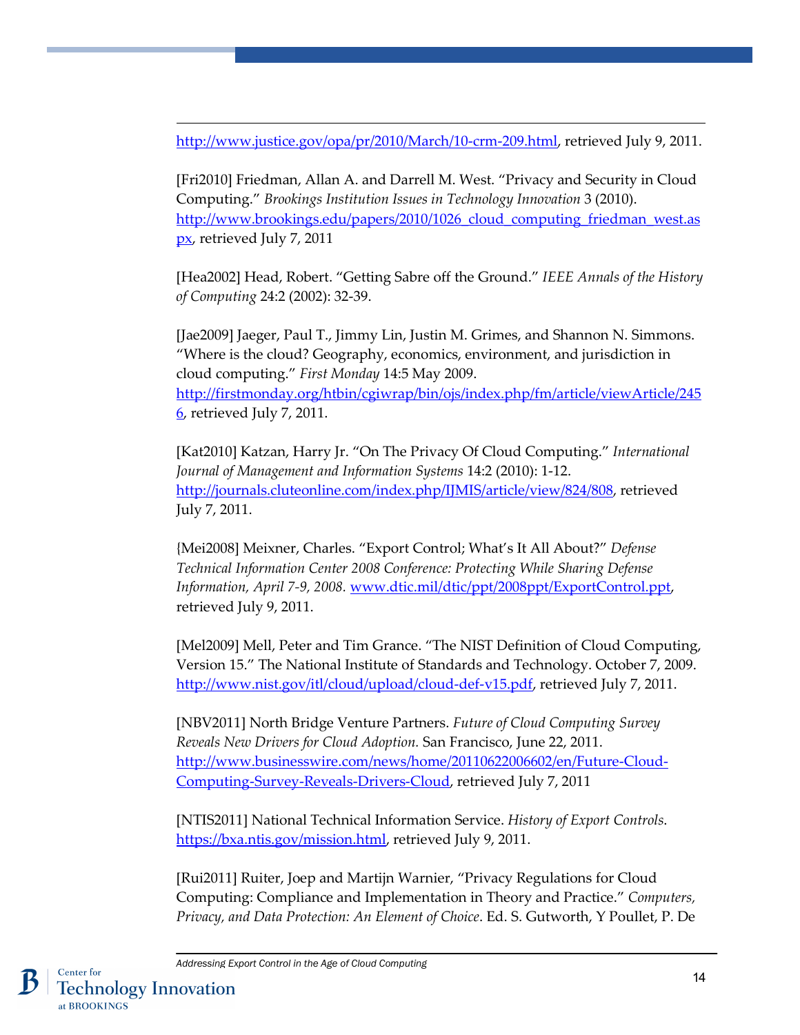http://www.justice.gov/opa/pr/2010/March/10-crm-209.html, retrieved July 9, 2011.

[Fri2010] Friedman, Allan A. and Darrell M. West. "Privacy and Security in Cloud Computing." *Brookings Institution Issues in Technology Innovation* 3 (2010). http://www.brookings.edu/papers/2010/1026_cloud_computing_friedman_west.aspx, retrieved July 7, 2011

[Hea2002] Head, Robert. "Getting Sabre off the Ground." *IEEE Annals of the History of Computing* 24:2 (2002): 32-39.

[Jae2009] Jaeger, Paul T., Jimmy Lin, Justin M. Grimes, and Shannon N. Simmons. "Where is the cloud? Geography, economics, environment, and jurisdiction in cloud computing." *First Monday* 14:5 May 2009. http://firstmonday.org/htbin/cgiwrap/bin/ojs/index.php/fm/article/viewArticle/2456, retrieved July 7, 2011.

[Kat2010] Katzan, Harry Jr. "On The Privacy Of Cloud Computing." *International Journal of Management and Information Systems* 14:2 (2010): 1-12. http://journals.cluteonline.com/index.php/IJMIS/article/view/824/808, retrieved July 7, 2011.

{Mei2008] Meixner, Charles. "Export Control; What's It All About?" *Defense Technical Information Center 2008 Conference: Protecting While Sharing Defense Information, April 7-9, 2008.* www.dtic.mil/dtic/ppt/2008ppt/ExportControl.ppt, retrieved July 9, 2011.

[Mel2009] Mell, Peter and Tim Grance. "The NIST Definition of Cloud Computing, Version 15." The National Institute of Standards and Technology. October 7, 2009. http://www.nist.gov/itl/cloud/upload/cloud-def-v15.pdf, retrieved July 7, 2011.

[NBV2011] North Bridge Venture Partners. *Future of Cloud Computing Survey Reveals New Drivers for Cloud Adoption.* San Francisco, June 22, 2011. http://www.businesswire.com/news/home/20110622006602/en/Future-Cloud-Computing-Survey-Reveals-Drivers-Cloud, retrieved July 7, 2011

[NTIS2011] National Technical Information Service. *History of Export Controls.* https://bxa.ntis.gov/mission.html, retrieved July 9, 2011.

[Rui2011] Ruiter, Joep and Martijn Warnier, "Privacy Regulations for Cloud Computing: Compliance and Implementation in Theory and Practice." *Computers, Privacy, and Data Protection: An Element of Choice*. Ed. S. Gutworth, Y Poullet, P. De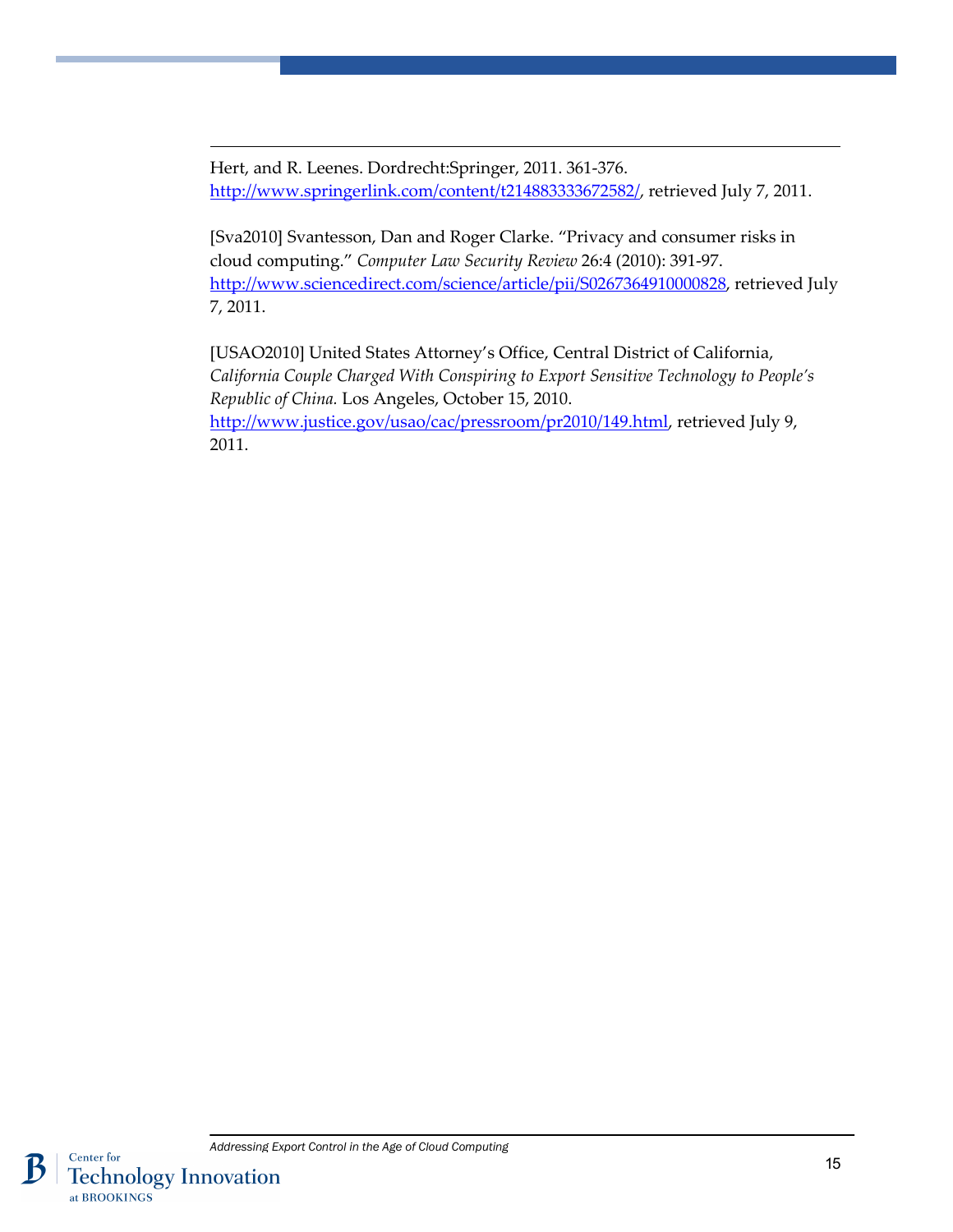Hert, and R. Leenes. Dordrecht:Springer, 2011. 361-376. http://www.springerlink.com/content/t214883333672582/, retrieved July 7, 2011.

[Sva2010] Svantesson, Dan and Roger Clarke. "Privacy and consumer risks in cloud computing." *Computer Law Security Review* 26:4 (2010): 391-97. http://www.sciencedirect.com/science/article/pii/S0267364910000828, retrieved July 7, 2011.

[USAO2010] United States Attorney's Office, Central District of California, *California Couple Charged With Conspiring to Export Sensitive Technology to People's Republic of China.* Los Angeles, October 15, 2010. http://www.justice.gov/usao/cac/pressroom/pr2010/149.html, retrieved July 9, 2011.